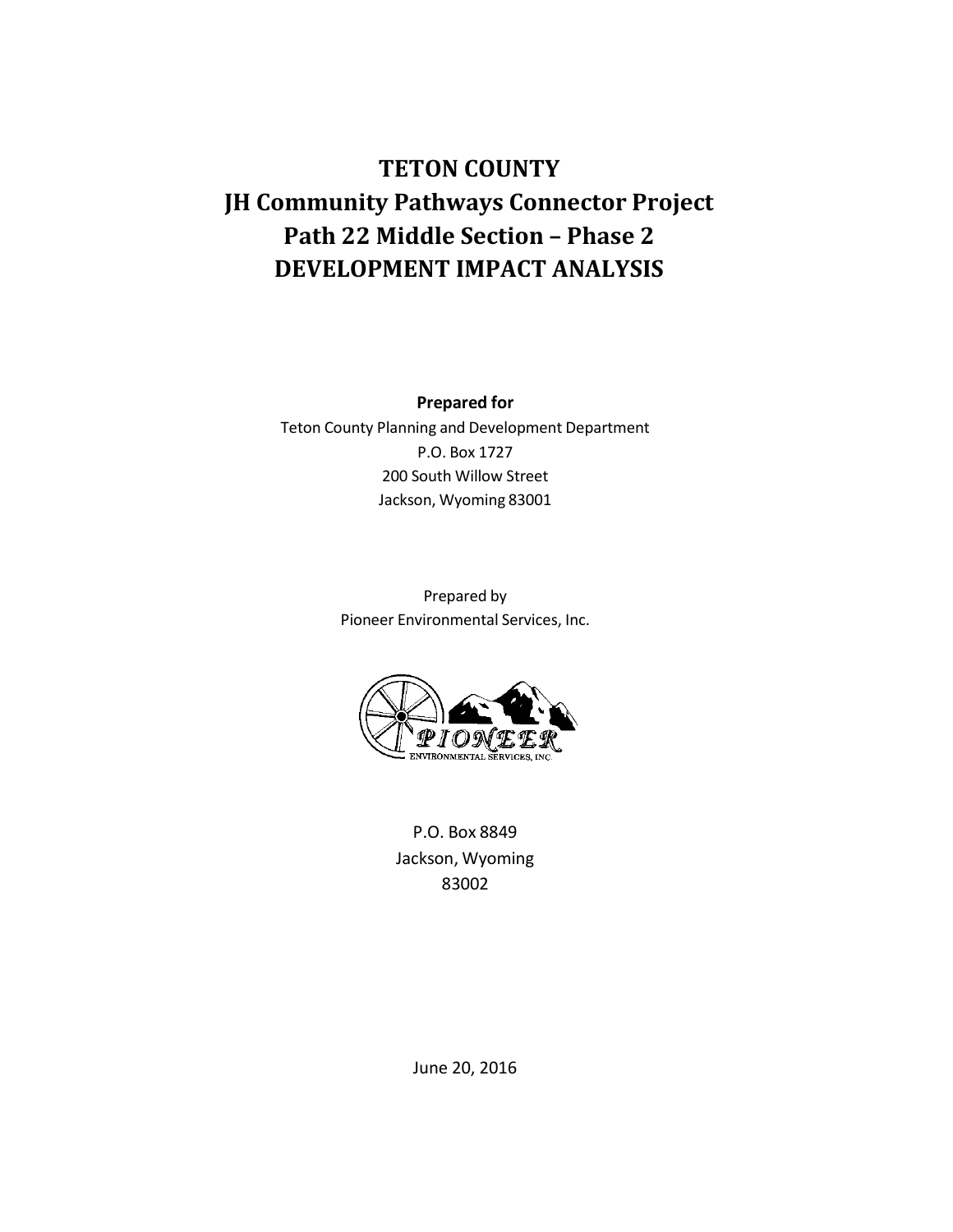# TETON COUNTY
# JH Community Pathways Connector Project
# Path 22 Middle Section – Phase 2
# DEVELOPMENT IMPACT ANALYSIS

**Prepared for**

Teton County Planning and Development Department
P.O. Box 1727
200 South Willow Street
Jackson, Wyoming 83001

Prepared by
Pioneer Environmental Services, Inc.

PIONEER
ENVIRONMENTAL SERVICES, INC.

P.O. Box 8849
Jackson, Wyoming
83002

June 20, 2016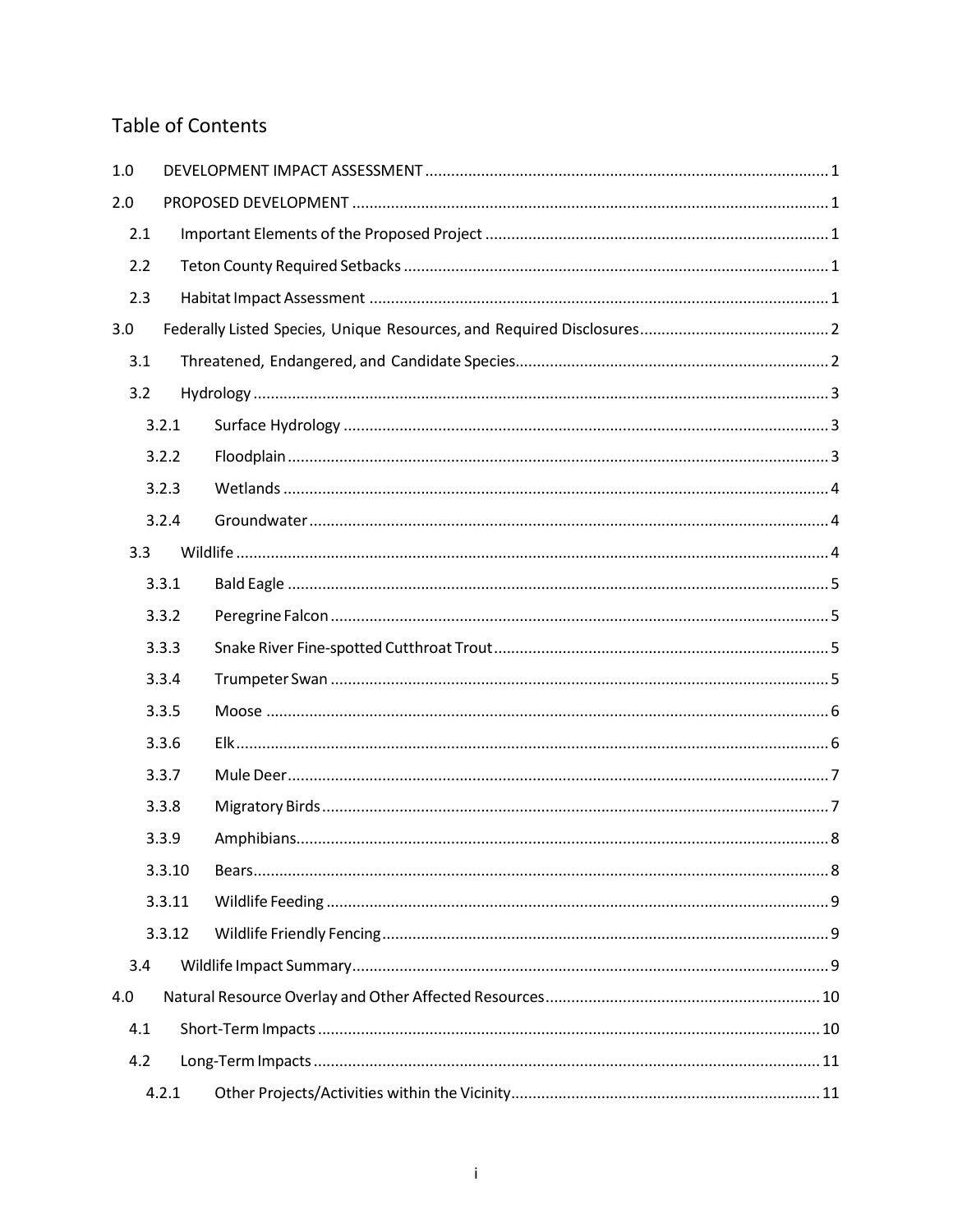# Table of Contents

| | | |
|---|---|---|
| 1.0 | DEVELOPMENT IMPACT ASSESSMENT | 1 |
| 2.0 | PROPOSED DEVELOPMENT | 1 |
| 2.1 | Important Elements of the Proposed Project | 1 |
| 2.2 | Teton County Required Setbacks | 1 |
| 2.3 | Habitat Impact Assessment | 1 |
| 3.0 | Federally Listed Species, Unique Resources, and Required Disclosures | 2 |
| 3.1 | Threatened, Endangered, and Candidate Species | 2 |
| 3.2 | Hydrology | 3 |
| 3.2.1 | Surface Hydrology | 3 |
| 3.2.2 | Floodplain | 3 |
| 3.2.3 | Wetlands | 4 |
| 3.2.4 | Groundwater | 4 |
| 3.3 | Wildlife | 4 |
| 3.3.1 | Bald Eagle | 5 |
| 3.3.2 | Peregrine Falcon | 5 |
| 3.3.3 | Snake River Fine-spotted Cutthroat Trout | 5 |
| 3.3.4 | Trumpeter Swan | 5 |
| 3.3.5 | Moose | 6 |
| 3.3.6 | Elk | 6 |
| 3.3.7 | Mule Deer | 7 |
| 3.3.8 | Migratory Birds | 7 |
| 3.3.9 | Amphibians | 8 |
| 3.3.10 | Bears | 8 |
| 3.3.11 | Wildlife Feeding | 9 |
| 3.3.12 | Wildlife Friendly Fencing | 9 |
| 3.4 | Wildlife Impact Summary | 9 |
| 4.0 | Natural Resource Overlay and Other Affected Resources | 10 |
| 4.1 | Short-Term Impacts | 10 |
| 4.2 | Long-Term Impacts | 11 |
| 4.2.1 | Other Projects/Activities within the Vicinity | 11 |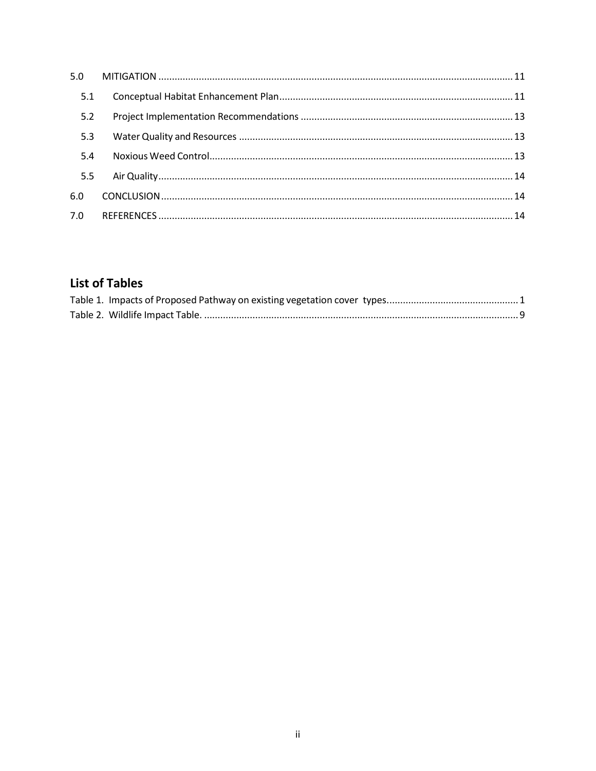5.0 MITIGATION ..... 11

5.1 Conceptual Habitat Enhancement Plan ..... 11

5.2 Project Implementation Recommendations ..... 13

5.3 Water Quality and Resources ..... 13

5.4 Noxious Weed Control ..... 13

5.5 Air Quality ..... 14

6.0 CONCLUSION ..... 14

7.0 REFERENCES ..... 14

## List of Tables

Table 1. Impacts of Proposed Pathway on existing vegetation cover types ..... 1

Table 2. Wildlife Impact Table. ..... 9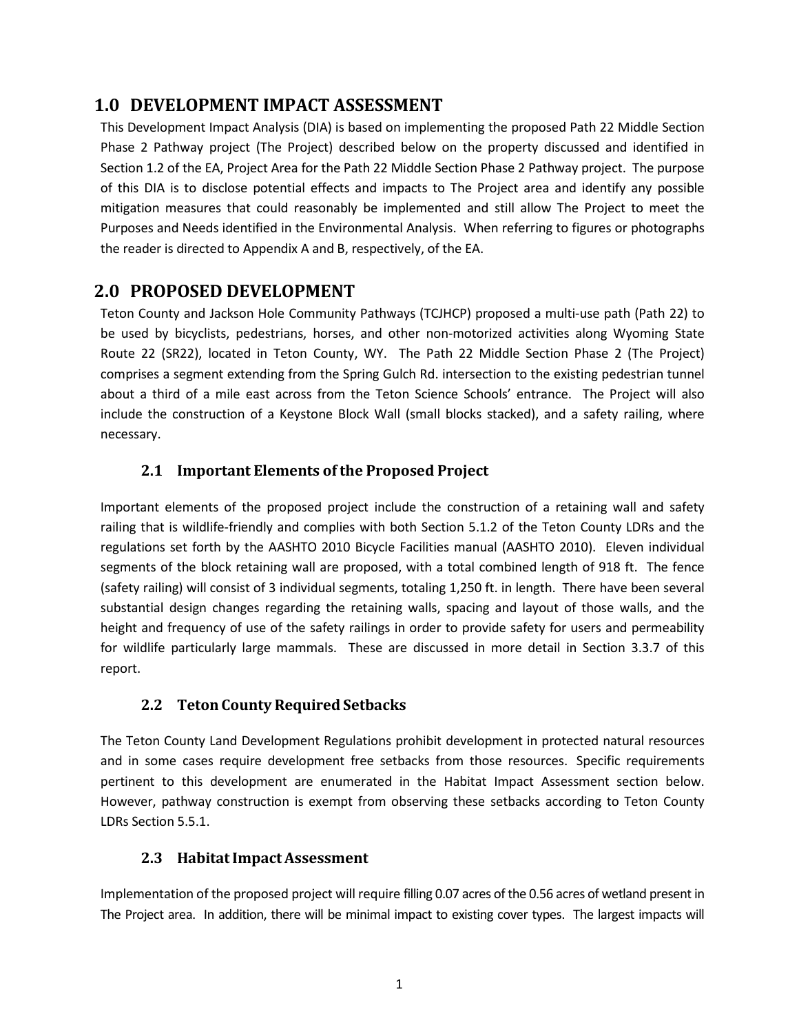## 1.0 DEVELOPMENT IMPACT ASSESSMENT

This Development Impact Analysis (DIA) is based on implementing the proposed Path 22 Middle Section Phase 2 Pathway project (The Project) described below on the property discussed and identified in Section 1.2 of the EA, Project Area for the Path 22 Middle Section Phase 2 Pathway project. The purpose of this DIA is to disclose potential effects and impacts to The Project area and identify any possible mitigation measures that could reasonably be implemented and still allow The Project to meet the Purposes and Needs identified in the Environmental Analysis. When referring to figures or photographs the reader is directed to Appendix A and B, respectively, of the EA.

## 2.0 PROPOSED DEVELOPMENT

Teton County and Jackson Hole Community Pathways (TCJHCP) proposed a multi-use path (Path 22) to be used by bicyclists, pedestrians, horses, and other non-motorized activities along Wyoming State Route 22 (SR22), located in Teton County, WY. The Path 22 Middle Section Phase 2 (The Project) comprises a segment extending from the Spring Gulch Rd. intersection to the existing pedestrian tunnel about a third of a mile east across from the Teton Science Schools' entrance. The Project will also include the construction of a Keystone Block Wall (small blocks stacked), and a safety railing, where necessary.

### 2.1 Important Elements of the Proposed Project

Important elements of the proposed project include the construction of a retaining wall and safety railing that is wildlife-friendly and complies with both Section 5.1.2 of the Teton County LDRs and the regulations set forth by the AASHTO 2010 Bicycle Facilities manual (AASHTO 2010). Eleven individual segments of the block retaining wall are proposed, with a total combined length of 918 ft. The fence (safety railing) will consist of 3 individual segments, totaling 1,250 ft. in length. There have been several substantial design changes regarding the retaining walls, spacing and layout of those walls, and the height and frequency of use of the safety railings in order to provide safety for users and permeability for wildlife particularly large mammals. These are discussed in more detail in Section 3.3.7 of this report.

### 2.2 Teton County Required Setbacks

The Teton County Land Development Regulations prohibit development in protected natural resources and in some cases require development free setbacks from those resources. Specific requirements pertinent to this development are enumerated in the Habitat Impact Assessment section below. However, pathway construction is exempt from observing these setbacks according to Teton County LDRs Section 5.5.1.

### 2.3 Habitat Impact Assessment

Implementation of the proposed project will require filling 0.07 acres of the 0.56 acres of wetland present in The Project area. In addition, there will be minimal impact to existing cover types. The largest impacts will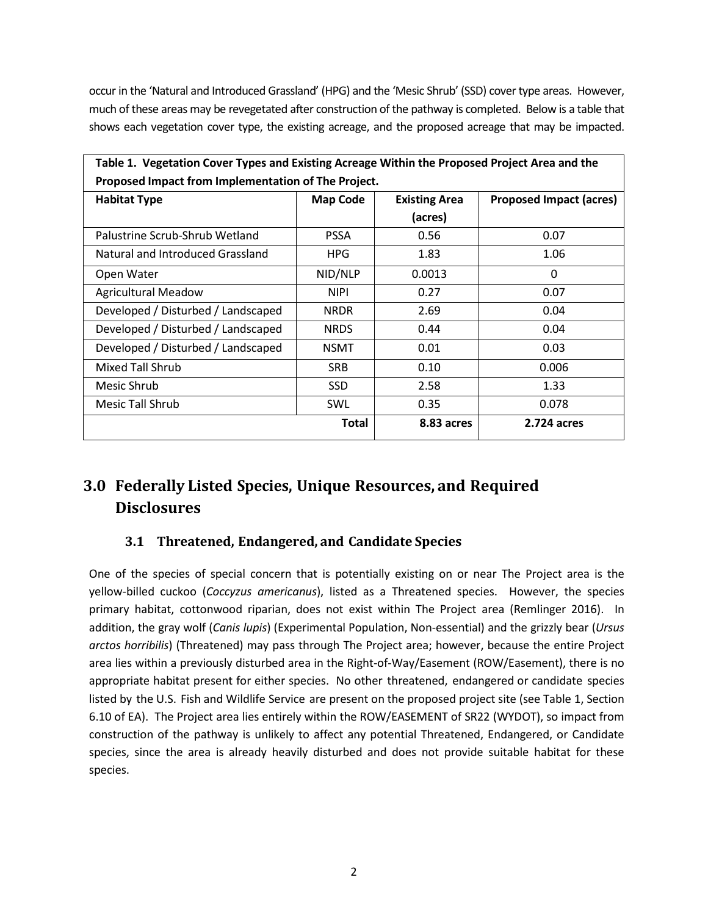occur in the 'Natural and Introduced Grassland' (HPG) and the 'Mesic Shrub' (SSD) cover type areas. However, much of these areas may be revegetated after construction of the pathway is completed. Below is a table that shows each vegetation cover type, the existing acreage, and the proposed acreage that may be impacted.

**Table 1. Vegetation Cover Types and Existing Acreage Within the Proposed Project Area and the Proposed Impact from Implementation of The Project.**

| Habitat Type | Map Code | Existing Area (acres) | Proposed Impact (acres) |
|---|---|---|---|
| Palustrine Scrub-Shrub Wetland | PSSA | 0.56 | 0.07 |
| Natural and Introduced Grassland | HPG | 1.83 | 1.06 |
| Open Water | NID/NLP | 0.0013 | 0 |
| Agricultural Meadow | NIPI | 0.27 | 0.07 |
| Developed / Disturbed / Landscaped | NRDR | 2.69 | 0.04 |
| Developed / Disturbed / Landscaped | NRDS | 0.44 | 0.04 |
| Developed / Disturbed / Landscaped | NSMT | 0.01 | 0.03 |
| Mixed Tall Shrub | SRB | 0.10 | 0.006 |
| Mesic Shrub | SSD | 2.58 | 1.33 |
| Mesic Tall Shrub | SWL | 0.35 | 0.078 |
| | **Total** | **8.83 acres** | **2.724 acres** |

# 3.0 Federally Listed Species, Unique Resources, and Required Disclosures

## 3.1 Threatened, Endangered, and Candidate Species

One of the species of special concern that is potentially existing on or near The Project area is the yellow-billed cuckoo (*Coccyzus americanus*), listed as a Threatened species. However, the species primary habitat, cottonwood riparian, does not exist within The Project area (Remlinger 2016). In addition, the gray wolf (*Canis lupis*) (Experimental Population, Non-essential) and the grizzly bear (*Ursus arctos horribilis*) (Threatened) may pass through The Project area; however, because the entire Project area lies within a previously disturbed area in the Right-of-Way/Easement (ROW/Easement), there is no appropriate habitat present for either species. No other threatened, endangered or candidate species listed by the U.S. Fish and Wildlife Service are present on the proposed project site (see Table 1, Section 6.10 of EA). The Project area lies entirely within the ROW/EASEMENT of SR22 (WYDOT), so impact from construction of the pathway is unlikely to affect any potential Threatened, Endangered, or Candidate species, since the area is already heavily disturbed and does not provide suitable habitat for these species.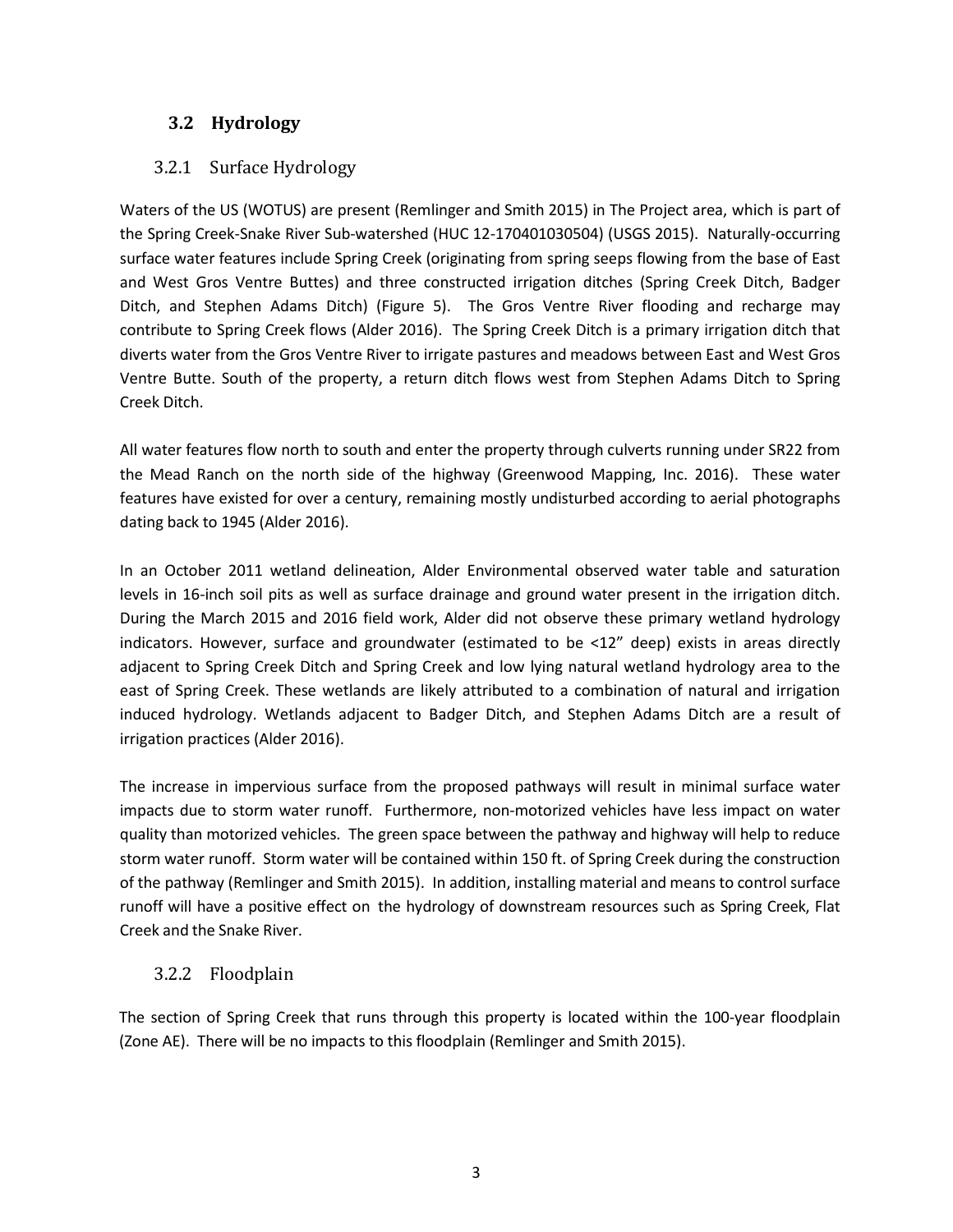## 3.2 Hydrology

### 3.2.1 Surface Hydrology

Waters of the US (WOTUS) are present (Remlinger and Smith 2015) in The Project area, which is part of the Spring Creek-Snake River Sub-watershed (HUC 12-170401030504) (USGS 2015). Naturally-occurring surface water features include Spring Creek (originating from spring seeps flowing from the base of East and West Gros Ventre Buttes) and three constructed irrigation ditches (Spring Creek Ditch, Badger Ditch, and Stephen Adams Ditch) (Figure 5). The Gros Ventre River flooding and recharge may contribute to Spring Creek flows (Alder 2016). The Spring Creek Ditch is a primary irrigation ditch that diverts water from the Gros Ventre River to irrigate pastures and meadows between East and West Gros Ventre Butte. South of the property, a return ditch flows west from Stephen Adams Ditch to Spring Creek Ditch.

All water features flow north to south and enter the property through culverts running under SR22 from the Mead Ranch on the north side of the highway (Greenwood Mapping, Inc. 2016). These water features have existed for over a century, remaining mostly undisturbed according to aerial photographs dating back to 1945 (Alder 2016).

In an October 2011 wetland delineation, Alder Environmental observed water table and saturation levels in 16-inch soil pits as well as surface drainage and ground water present in the irrigation ditch. During the March 2015 and 2016 field work, Alder did not observe these primary wetland hydrology indicators. However, surface and groundwater (estimated to be <12" deep) exists in areas directly adjacent to Spring Creek Ditch and Spring Creek and low lying natural wetland hydrology area to the east of Spring Creek. These wetlands are likely attributed to a combination of natural and irrigation induced hydrology. Wetlands adjacent to Badger Ditch, and Stephen Adams Ditch are a result of irrigation practices (Alder 2016).

The increase in impervious surface from the proposed pathways will result in minimal surface water impacts due to storm water runoff. Furthermore, non-motorized vehicles have less impact on water quality than motorized vehicles. The green space between the pathway and highway will help to reduce storm water runoff. Storm water will be contained within 150 ft. of Spring Creek during the construction of the pathway (Remlinger and Smith 2015). In addition, installing material and means to control surface runoff will have a positive effect on the hydrology of downstream resources such as Spring Creek, Flat Creek and the Snake River.

### 3.2.2 Floodplain

The section of Spring Creek that runs through this property is located within the 100-year floodplain (Zone AE). There will be no impacts to this floodplain (Remlinger and Smith 2015).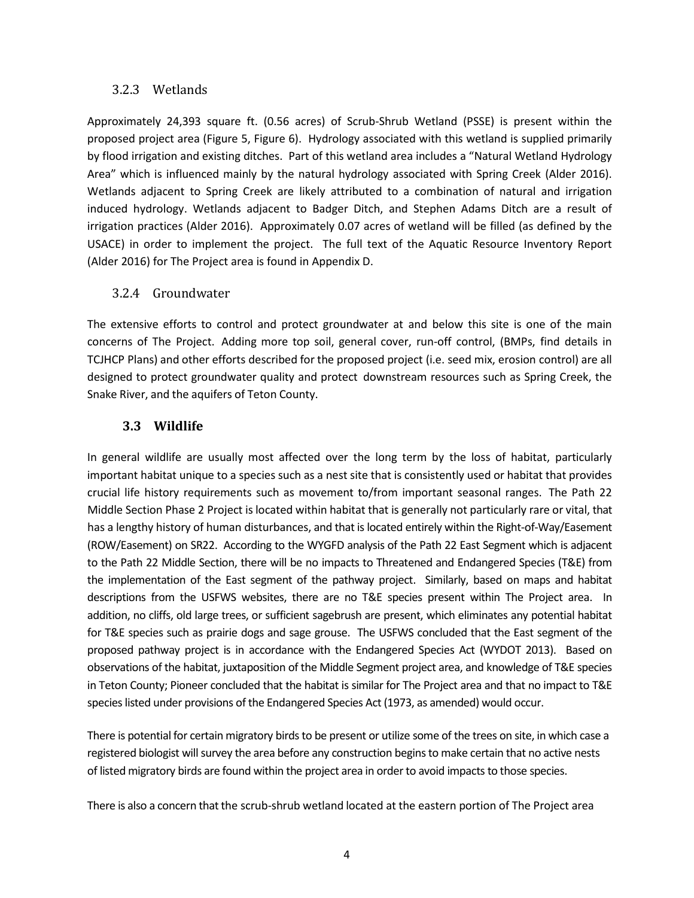### 3.2.3 Wetlands

Approximately 24,393 square ft. (0.56 acres) of Scrub-Shrub Wetland (PSSE) is present within the proposed project area (Figure 5, Figure 6). Hydrology associated with this wetland is supplied primarily by flood irrigation and existing ditches. Part of this wetland area includes a "Natural Wetland Hydrology Area" which is influenced mainly by the natural hydrology associated with Spring Creek (Alder 2016). Wetlands adjacent to Spring Creek are likely attributed to a combination of natural and irrigation induced hydrology. Wetlands adjacent to Badger Ditch, and Stephen Adams Ditch are a result of irrigation practices (Alder 2016). Approximately 0.07 acres of wetland will be filled (as defined by the USACE) in order to implement the project. The full text of the Aquatic Resource Inventory Report (Alder 2016) for The Project area is found in Appendix D.

### 3.2.4 Groundwater

The extensive efforts to control and protect groundwater at and below this site is one of the main concerns of The Project. Adding more top soil, general cover, run-off control, (BMPs, find details in TCJHCP Plans) and other efforts described for the proposed project (i.e. seed mix, erosion control) are all designed to protect groundwater quality and protect downstream resources such as Spring Creek, the Snake River, and the aquifers of Teton County.

## 3.3 Wildlife

In general wildlife are usually most affected over the long term by the loss of habitat, particularly important habitat unique to a species such as a nest site that is consistently used or habitat that provides crucial life history requirements such as movement to/from important seasonal ranges. The Path 22 Middle Section Phase 2 Project is located within habitat that is generally not particularly rare or vital, that has a lengthy history of human disturbances, and that is located entirely within the Right-of-Way/Easement (ROW/Easement) on SR22. According to the WYGFD analysis of the Path 22 East Segment which is adjacent to the Path 22 Middle Section, there will be no impacts to Threatened and Endangered Species (T&E) from the implementation of the East segment of the pathway project. Similarly, based on maps and habitat descriptions from the USFWS websites, there are no T&E species present within The Project area. In addition, no cliffs, old large trees, or sufficient sagebrush are present, which eliminates any potential habitat for T&E species such as prairie dogs and sage grouse. The USFWS concluded that the East segment of the proposed pathway project is in accordance with the Endangered Species Act (WYDOT 2013). Based on observations of the habitat, juxtaposition of the Middle Segment project area, and knowledge of T&E species in Teton County; Pioneer concluded that the habitat is similar for The Project area and that no impact to T&E species listed under provisions of the Endangered Species Act (1973, as amended) would occur.

There is potential for certain migratory birds to be present or utilize some of the trees on site, in which case a registered biologist will survey the area before any construction begins to make certain that no active nests of listed migratory birds are found within the project area in order to avoid impacts to those species.

There is also a concern that the scrub-shrub wetland located at the eastern portion of The Project area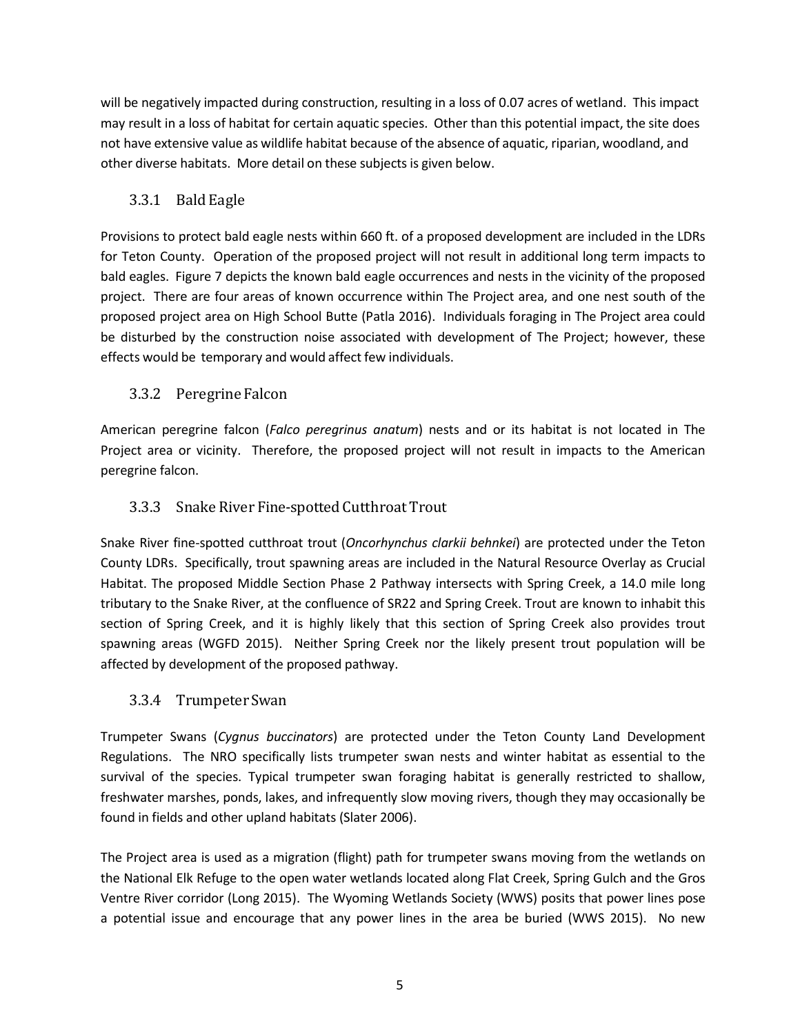will be negatively impacted during construction, resulting in a loss of 0.07 acres of wetland. This impact may result in a loss of habitat for certain aquatic species. Other than this potential impact, the site does not have extensive value as wildlife habitat because of the absence of aquatic, riparian, woodland, and other diverse habitats. More detail on these subjects is given below.

### 3.3.1 Bald Eagle

Provisions to protect bald eagle nests within 660 ft. of a proposed development are included in the LDRs for Teton County. Operation of the proposed project will not result in additional long term impacts to bald eagles. Figure 7 depicts the known bald eagle occurrences and nests in the vicinity of the proposed project. There are four areas of known occurrence within The Project area, and one nest south of the proposed project area on High School Butte (Patla 2016). Individuals foraging in The Project area could be disturbed by the construction noise associated with development of The Project; however, these effects would be temporary and would affect few individuals.

### 3.3.2 Peregrine Falcon

American peregrine falcon (*Falco peregrinus anatum*) nests and or its habitat is not located in The Project area or vicinity. Therefore, the proposed project will not result in impacts to the American peregrine falcon.

### 3.3.3 Snake River Fine-spotted Cutthroat Trout

Snake River fine-spotted cutthroat trout (*Oncorhynchus clarkii behnkei*) are protected under the Teton County LDRs. Specifically, trout spawning areas are included in the Natural Resource Overlay as Crucial Habitat. The proposed Middle Section Phase 2 Pathway intersects with Spring Creek, a 14.0 mile long tributary to the Snake River, at the confluence of SR22 and Spring Creek. Trout are known to inhabit this section of Spring Creek, and it is highly likely that this section of Spring Creek also provides trout spawning areas (WGFD 2015). Neither Spring Creek nor the likely present trout population will be affected by development of the proposed pathway.

### 3.3.4 Trumpeter Swan

Trumpeter Swans (*Cygnus buccinators*) are protected under the Teton County Land Development Regulations. The NRO specifically lists trumpeter swan nests and winter habitat as essential to the survival of the species. Typical trumpeter swan foraging habitat is generally restricted to shallow, freshwater marshes, ponds, lakes, and infrequently slow moving rivers, though they may occasionally be found in fields and other upland habitats (Slater 2006).

The Project area is used as a migration (flight) path for trumpeter swans moving from the wetlands on the National Elk Refuge to the open water wetlands located along Flat Creek, Spring Gulch and the Gros Ventre River corridor (Long 2015). The Wyoming Wetlands Society (WWS) posits that power lines pose a potential issue and encourage that any power lines in the area be buried (WWS 2015). No new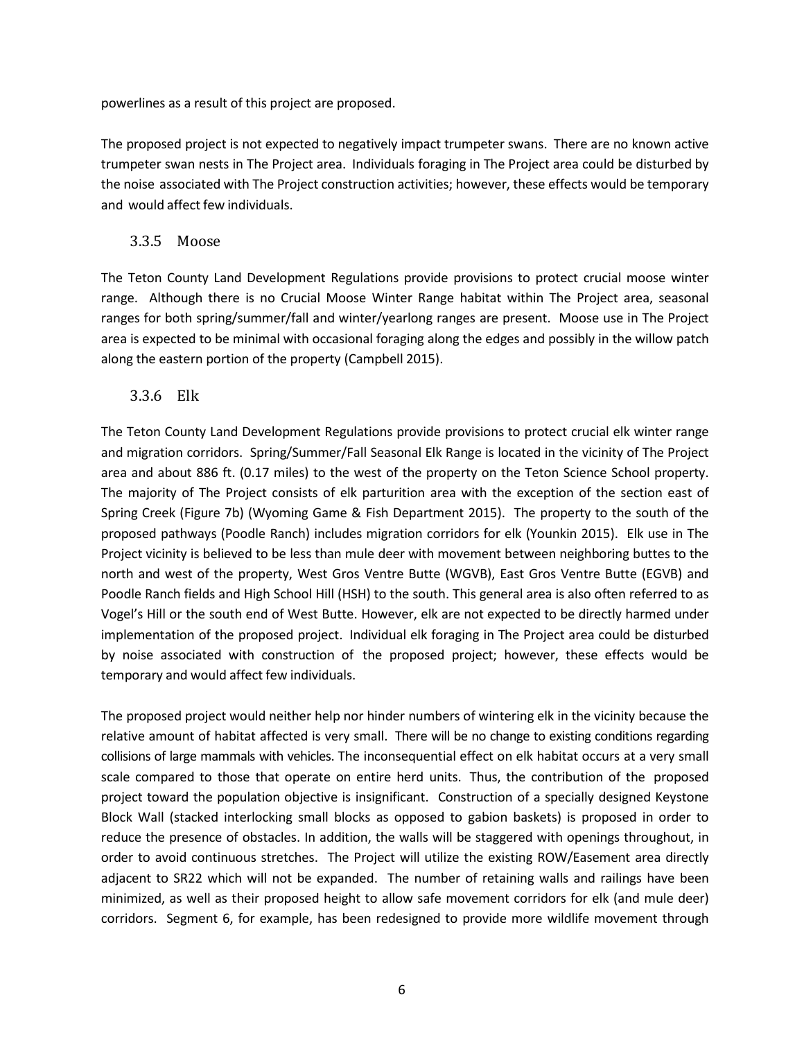powerlines as a result of this project are proposed.

The proposed project is not expected to negatively impact trumpeter swans. There are no known active trumpeter swan nests in The Project area. Individuals foraging in The Project area could be disturbed by the noise associated with The Project construction activities; however, these effects would be temporary and would affect few individuals.

### 3.3.5 Moose

The Teton County Land Development Regulations provide provisions to protect crucial moose winter range. Although there is no Crucial Moose Winter Range habitat within The Project area, seasonal ranges for both spring/summer/fall and winter/yearlong ranges are present. Moose use in The Project area is expected to be minimal with occasional foraging along the edges and possibly in the willow patch along the eastern portion of the property (Campbell 2015).

### 3.3.6 Elk

The Teton County Land Development Regulations provide provisions to protect crucial elk winter range and migration corridors. Spring/Summer/Fall Seasonal Elk Range is located in the vicinity of The Project area and about 886 ft. (0.17 miles) to the west of the property on the Teton Science School property. The majority of The Project consists of elk parturition area with the exception of the section east of Spring Creek (Figure 7b) (Wyoming Game & Fish Department 2015). The property to the south of the proposed pathways (Poodle Ranch) includes migration corridors for elk (Younkin 2015). Elk use in The Project vicinity is believed to be less than mule deer with movement between neighboring buttes to the north and west of the property, West Gros Ventre Butte (WGVB), East Gros Ventre Butte (EGVB) and Poodle Ranch fields and High School Hill (HSH) to the south. This general area is also often referred to as Vogel's Hill or the south end of West Butte. However, elk are not expected to be directly harmed under implementation of the proposed project. Individual elk foraging in The Project area could be disturbed by noise associated with construction of the proposed project; however, these effects would be temporary and would affect few individuals.

The proposed project would neither help nor hinder numbers of wintering elk in the vicinity because the relative amount of habitat affected is very small. There will be no change to existing conditions regarding collisions of large mammals with vehicles. The inconsequential effect on elk habitat occurs at a very small scale compared to those that operate on entire herd units. Thus, the contribution of the proposed project toward the population objective is insignificant. Construction of a specially designed Keystone Block Wall (stacked interlocking small blocks as opposed to gabion baskets) is proposed in order to reduce the presence of obstacles. In addition, the walls will be staggered with openings throughout, in order to avoid continuous stretches. The Project will utilize the existing ROW/Easement area directly adjacent to SR22 which will not be expanded. The number of retaining walls and railings have been minimized, as well as their proposed height to allow safe movement corridors for elk (and mule deer) corridors. Segment 6, for example, has been redesigned to provide more wildlife movement through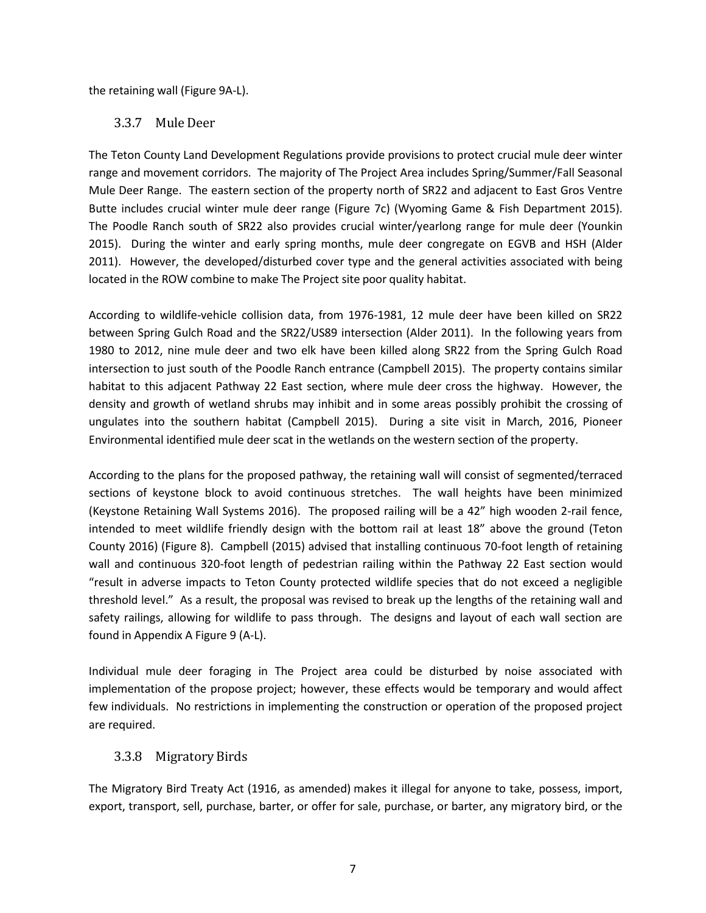the retaining wall (Figure 9A-L).

### 3.3.7 Mule Deer

The Teton County Land Development Regulations provide provisions to protect crucial mule deer winter range and movement corridors. The majority of The Project Area includes Spring/Summer/Fall Seasonal Mule Deer Range. The eastern section of the property north of SR22 and adjacent to East Gros Ventre Butte includes crucial winter mule deer range (Figure 7c) (Wyoming Game & Fish Department 2015). The Poodle Ranch south of SR22 also provides crucial winter/yearlong range for mule deer (Younkin 2015). During the winter and early spring months, mule deer congregate on EGVB and HSH (Alder 2011). However, the developed/disturbed cover type and the general activities associated with being located in the ROW combine to make The Project site poor quality habitat.

According to wildlife-vehicle collision data, from 1976-1981, 12 mule deer have been killed on SR22 between Spring Gulch Road and the SR22/US89 intersection (Alder 2011). In the following years from 1980 to 2012, nine mule deer and two elk have been killed along SR22 from the Spring Gulch Road intersection to just south of the Poodle Ranch entrance (Campbell 2015). The property contains similar habitat to this adjacent Pathway 22 East section, where mule deer cross the highway. However, the density and growth of wetland shrubs may inhibit and in some areas possibly prohibit the crossing of ungulates into the southern habitat (Campbell 2015). During a site visit in March, 2016, Pioneer Environmental identified mule deer scat in the wetlands on the western section of the property.

According to the plans for the proposed pathway, the retaining wall will consist of segmented/terraced sections of keystone block to avoid continuous stretches. The wall heights have been minimized (Keystone Retaining Wall Systems 2016). The proposed railing will be a 42" high wooden 2-rail fence, intended to meet wildlife friendly design with the bottom rail at least 18" above the ground (Teton County 2016) (Figure 8). Campbell (2015) advised that installing continuous 70-foot length of retaining wall and continuous 320-foot length of pedestrian railing within the Pathway 22 East section would "result in adverse impacts to Teton County protected wildlife species that do not exceed a negligible threshold level." As a result, the proposal was revised to break up the lengths of the retaining wall and safety railings, allowing for wildlife to pass through. The designs and layout of each wall section are found in Appendix A Figure 9 (A-L).

Individual mule deer foraging in The Project area could be disturbed by noise associated with implementation of the propose project; however, these effects would be temporary and would affect few individuals. No restrictions in implementing the construction or operation of the proposed project are required.

### 3.3.8 Migratory Birds

The Migratory Bird Treaty Act (1916, as amended) makes it illegal for anyone to take, possess, import, export, transport, sell, purchase, barter, or offer for sale, purchase, or barter, any migratory bird, or the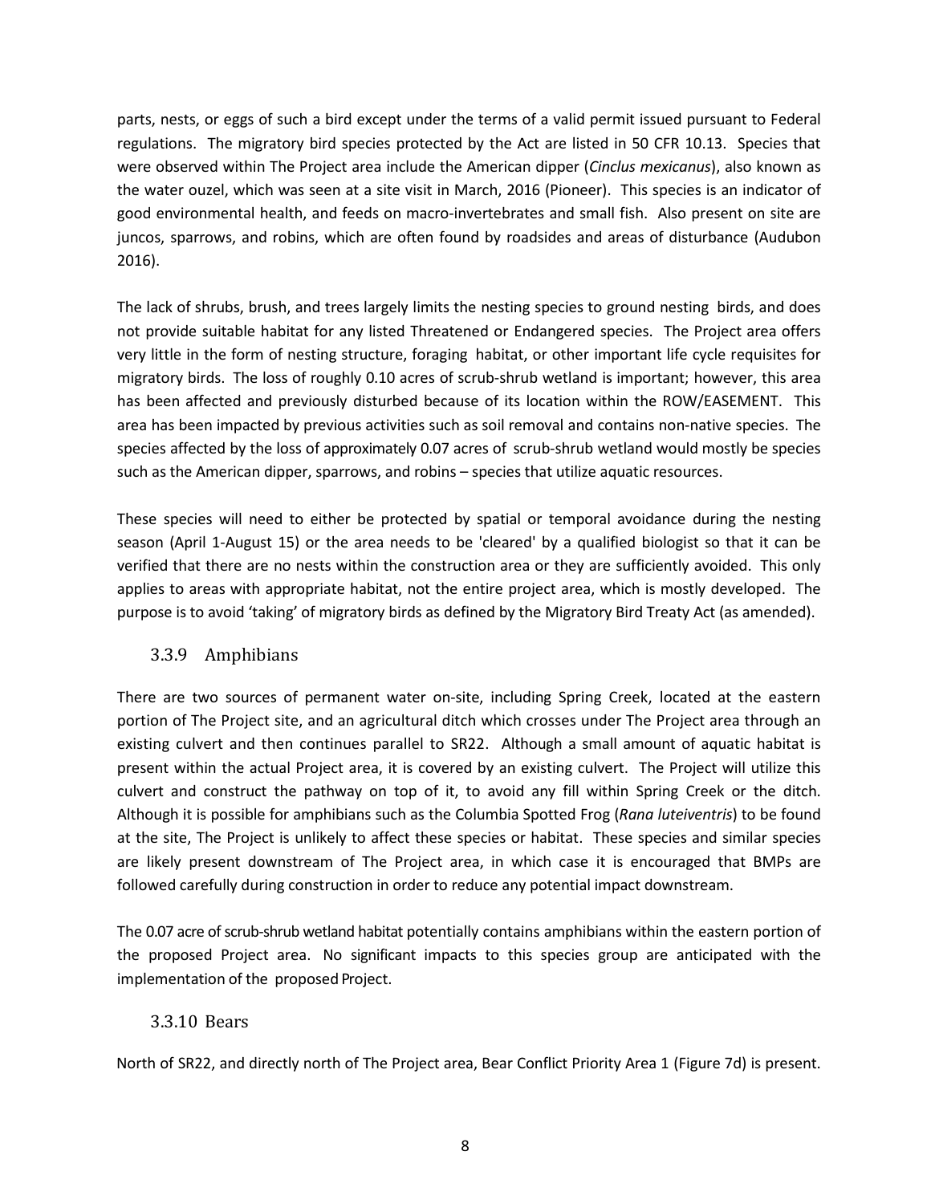parts, nests, or eggs of such a bird except under the terms of a valid permit issued pursuant to Federal regulations. The migratory bird species protected by the Act are listed in 50 CFR 10.13. Species that were observed within The Project area include the American dipper (*Cinclus mexicanus*), also known as the water ouzel, which was seen at a site visit in March, 2016 (Pioneer). This species is an indicator of good environmental health, and feeds on macro-invertebrates and small fish. Also present on site are juncos, sparrows, and robins, which are often found by roadsides and areas of disturbance (Audubon 2016).

The lack of shrubs, brush, and trees largely limits the nesting species to ground nesting birds, and does not provide suitable habitat for any listed Threatened or Endangered species. The Project area offers very little in the form of nesting structure, foraging habitat, or other important life cycle requisites for migratory birds. The loss of roughly 0.10 acres of scrub-shrub wetland is important; however, this area has been affected and previously disturbed because of its location within the ROW/EASEMENT. This area has been impacted by previous activities such as soil removal and contains non-native species. The species affected by the loss of approximately 0.07 acres of scrub-shrub wetland would mostly be species such as the American dipper, sparrows, and robins – species that utilize aquatic resources.

These species will need to either be protected by spatial or temporal avoidance during the nesting season (April 1-August 15) or the area needs to be 'cleared' by a qualified biologist so that it can be verified that there are no nests within the construction area or they are sufficiently avoided. This only applies to areas with appropriate habitat, not the entire project area, which is mostly developed. The purpose is to avoid 'taking' of migratory birds as defined by the Migratory Bird Treaty Act (as amended).

### 3.3.9 Amphibians

There are two sources of permanent water on-site, including Spring Creek, located at the eastern portion of The Project site, and an agricultural ditch which crosses under The Project area through an existing culvert and then continues parallel to SR22. Although a small amount of aquatic habitat is present within the actual Project area, it is covered by an existing culvert. The Project will utilize this culvert and construct the pathway on top of it, to avoid any fill within Spring Creek or the ditch. Although it is possible for amphibians such as the Columbia Spotted Frog (*Rana luteiventris*) to be found at the site, The Project is unlikely to affect these species or habitat. These species and similar species are likely present downstream of The Project area, in which case it is encouraged that BMPs are followed carefully during construction in order to reduce any potential impact downstream.

The 0.07 acre of scrub-shrub wetland habitat potentially contains amphibians within the eastern portion of the proposed Project area. No significant impacts to this species group are anticipated with the implementation of the proposed Project.

### 3.3.10 Bears

North of SR22, and directly north of The Project area, Bear Conflict Priority Area 1 (Figure 7d) is present.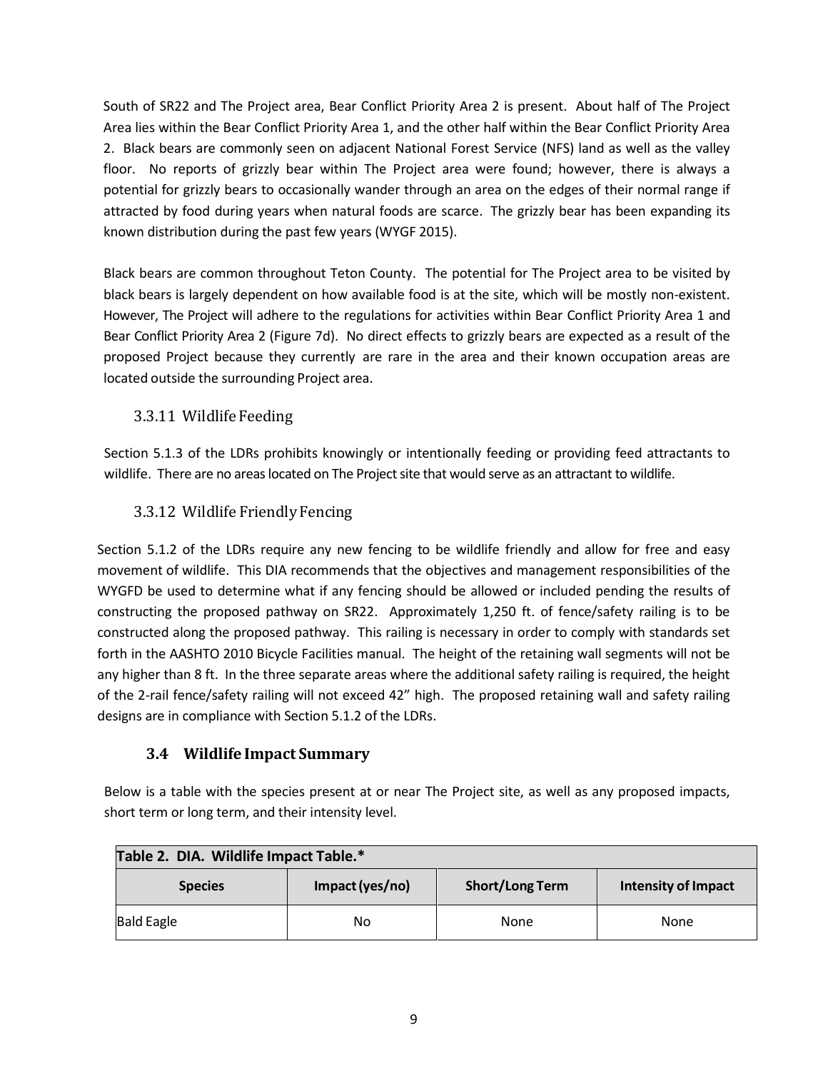South of SR22 and The Project area, Bear Conflict Priority Area 2 is present. About half of The Project Area lies within the Bear Conflict Priority Area 1, and the other half within the Bear Conflict Priority Area 2. Black bears are commonly seen on adjacent National Forest Service (NFS) land as well as the valley floor. No reports of grizzly bear within The Project area were found; however, there is always a potential for grizzly bears to occasionally wander through an area on the edges of their normal range if attracted by food during years when natural foods are scarce. The grizzly bear has been expanding its known distribution during the past few years (WYGF 2015).

Black bears are common throughout Teton County. The potential for The Project area to be visited by black bears is largely dependent on how available food is at the site, which will be mostly non-existent. However, The Project will adhere to the regulations for activities within Bear Conflict Priority Area 1 and Bear Conflict Priority Area 2 (Figure 7d). No direct effects to grizzly bears are expected as a result of the proposed Project because they currently are rare in the area and their known occupation areas are located outside the surrounding Project area.

### 3.3.11 Wildlife Feeding

Section 5.1.3 of the LDRs prohibits knowingly or intentionally feeding or providing feed attractants to wildlife. There are no areas located on The Project site that would serve as an attractant to wildlife.

### 3.3.12 Wildlife Friendly Fencing

Section 5.1.2 of the LDRs require any new fencing to be wildlife friendly and allow for free and easy movement of wildlife. This DIA recommends that the objectives and management responsibilities of the WYGFD be used to determine what if any fencing should be allowed or included pending the results of constructing the proposed pathway on SR22. Approximately 1,250 ft. of fence/safety railing is to be constructed along the proposed pathway. This railing is necessary in order to comply with standards set forth in the AASHTO 2010 Bicycle Facilities manual. The height of the retaining wall segments will not be any higher than 8 ft. In the three separate areas where the additional safety railing is required, the height of the 2-rail fence/safety railing will not exceed 42" high. The proposed retaining wall and safety railing designs are in compliance with Section 5.1.2 of the LDRs.

## 3.4 Wildlife Impact Summary

Below is a table with the species present at or near The Project site, as well as any proposed impacts, short term or long term, and their intensity level.

**Table 2. DIA. Wildlife Impact Table.***

| Species | Impact (yes/no) | Short/Long Term | Intensity of Impact |
|---|---|---|---|
| Bald Eagle | No | None | None |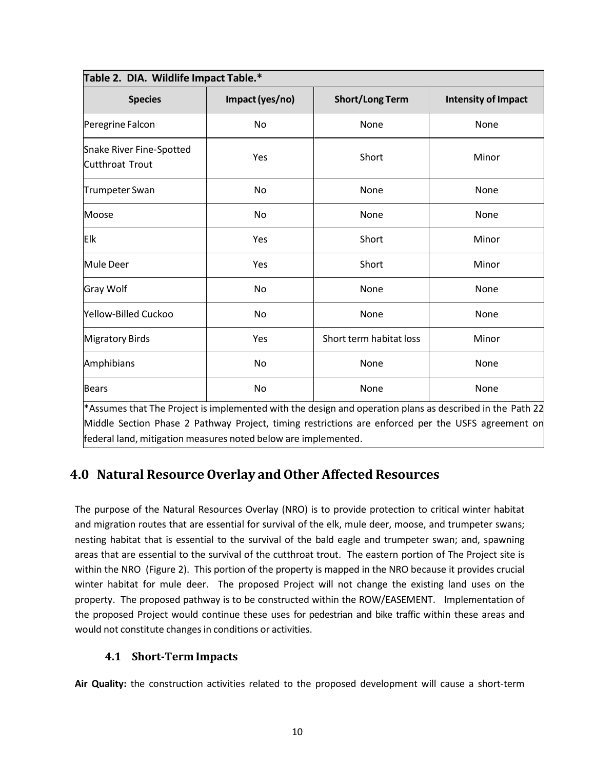| Table 2. DIA. Wildlife Impact Table.* | | | |
|---|---|---|---|
| **Species** | **Impact (yes/no)** | **Short/Long Term** | **Intensity of Impact** |
| Peregrine Falcon | No | None | None |
| Snake River Fine-Spotted Cutthroat Trout | Yes | Short | Minor |
| Trumpeter Swan | No | None | None |
| Moose | No | None | None |
| Elk | Yes | Short | Minor |
| Mule Deer | Yes | Short | Minor |
| Gray Wolf | No | None | None |
| Yellow-Billed Cuckoo | No | None | None |
| Migratory Birds | Yes | Short term habitat loss | Minor |
| Amphibians | No | None | None |
| Bears | No | None | None |

*Assumes that The Project is implemented with the design and operation plans as described in the Path 22 Middle Section Phase 2 Pathway Project, timing restrictions are enforced per the USFS agreement on federal land, mitigation measures noted below are implemented.

## 4.0 Natural Resource Overlay and Other Affected Resources

The purpose of the Natural Resources Overlay (NRO) is to provide protection to critical winter habitat and migration routes that are essential for survival of the elk, mule deer, moose, and trumpeter swans; nesting habitat that is essential to the survival of the bald eagle and trumpeter swan; and, spawning areas that are essential to the survival of the cutthroat trout. The eastern portion of The Project site is within the NRO (Figure 2). This portion of the property is mapped in the NRO because it provides crucial winter habitat for mule deer. The proposed Project will not change the existing land uses on the property. The proposed pathway is to be constructed within the ROW/EASEMENT. Implementation of the proposed Project would continue these uses for pedestrian and bike traffic within these areas and would not constitute changes in conditions or activities.

### 4.1 Short-Term Impacts

**Air Quality:** the construction activities related to the proposed development will cause a short-term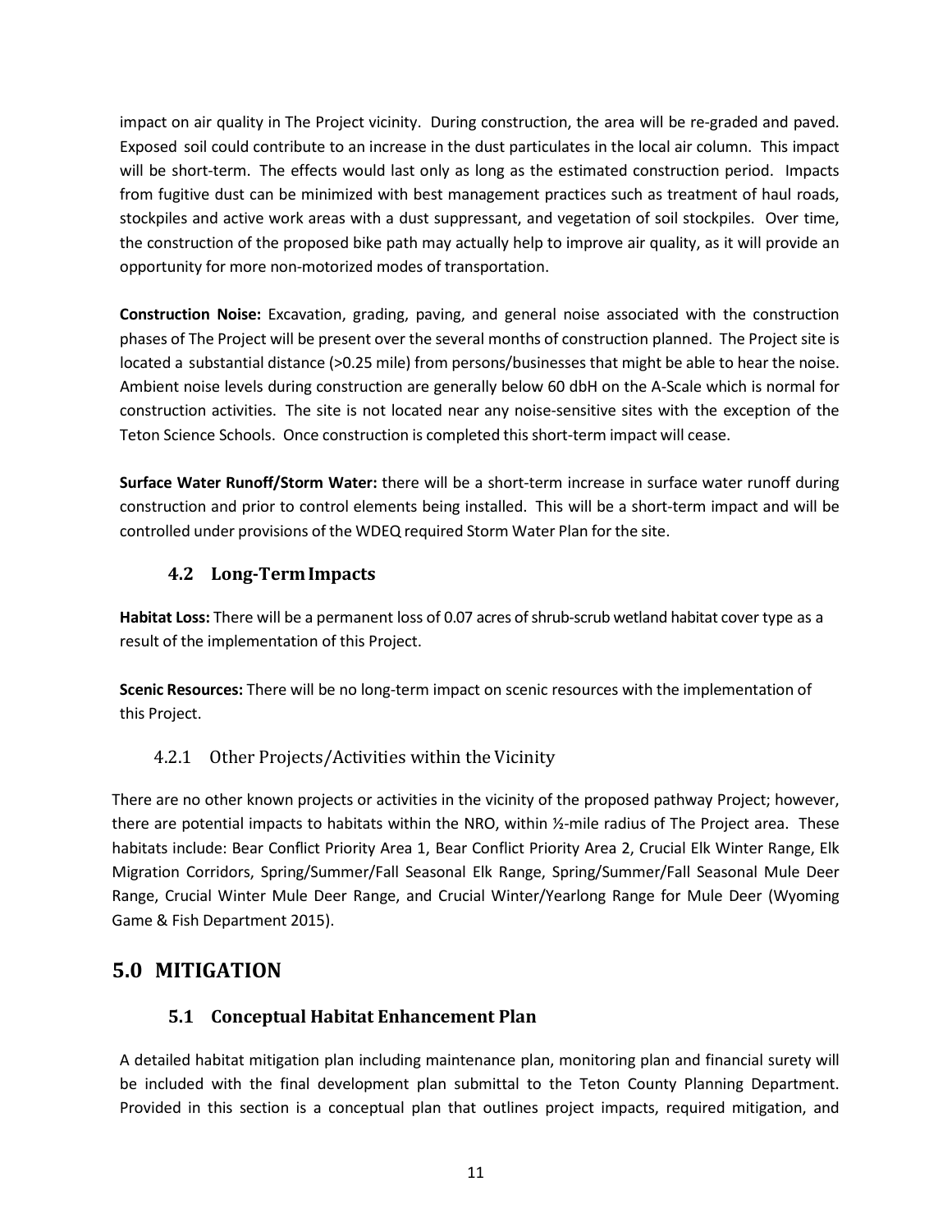impact on air quality in The Project vicinity. During construction, the area will be re-graded and paved. Exposed soil could contribute to an increase in the dust particulates in the local air column. This impact will be short-term. The effects would last only as long as the estimated construction period. Impacts from fugitive dust can be minimized with best management practices such as treatment of haul roads, stockpiles and active work areas with a dust suppressant, and vegetation of soil stockpiles. Over time, the construction of the proposed bike path may actually help to improve air quality, as it will provide an opportunity for more non-motorized modes of transportation.

**Construction Noise:** Excavation, grading, paving, and general noise associated with the construction phases of The Project will be present over the several months of construction planned. The Project site is located a substantial distance (>0.25 mile) from persons/businesses that might be able to hear the noise. Ambient noise levels during construction are generally below 60 dbH on the A-Scale which is normal for construction activities. The site is not located near any noise-sensitive sites with the exception of the Teton Science Schools. Once construction is completed this short-term impact will cease.

**Surface Water Runoff/Storm Water:** there will be a short-term increase in surface water runoff during construction and prior to control elements being installed. This will be a short-term impact and will be controlled under provisions of the WDEQ required Storm Water Plan for the site.

### 4.2 Long-Term Impacts

**Habitat Loss:** There will be a permanent loss of 0.07 acres of shrub-scrub wetland habitat cover type as a result of the implementation of this Project.

**Scenic Resources:** There will be no long-term impact on scenic resources with the implementation of this Project.

#### 4.2.1 Other Projects/Activities within the Vicinity

There are no other known projects or activities in the vicinity of the proposed pathway Project; however, there are potential impacts to habitats within the NRO, within ½-mile radius of The Project area. These habitats include: Bear Conflict Priority Area 1, Bear Conflict Priority Area 2, Crucial Elk Winter Range, Elk Migration Corridors, Spring/Summer/Fall Seasonal Elk Range, Spring/Summer/Fall Seasonal Mule Deer Range, Crucial Winter Mule Deer Range, and Crucial Winter/Yearlong Range for Mule Deer (Wyoming Game & Fish Department 2015).

## 5.0 MITIGATION

### 5.1 Conceptual Habitat Enhancement Plan

A detailed habitat mitigation plan including maintenance plan, monitoring plan and financial surety will be included with the final development plan submittal to the Teton County Planning Department. Provided in this section is a conceptual plan that outlines project impacts, required mitigation, and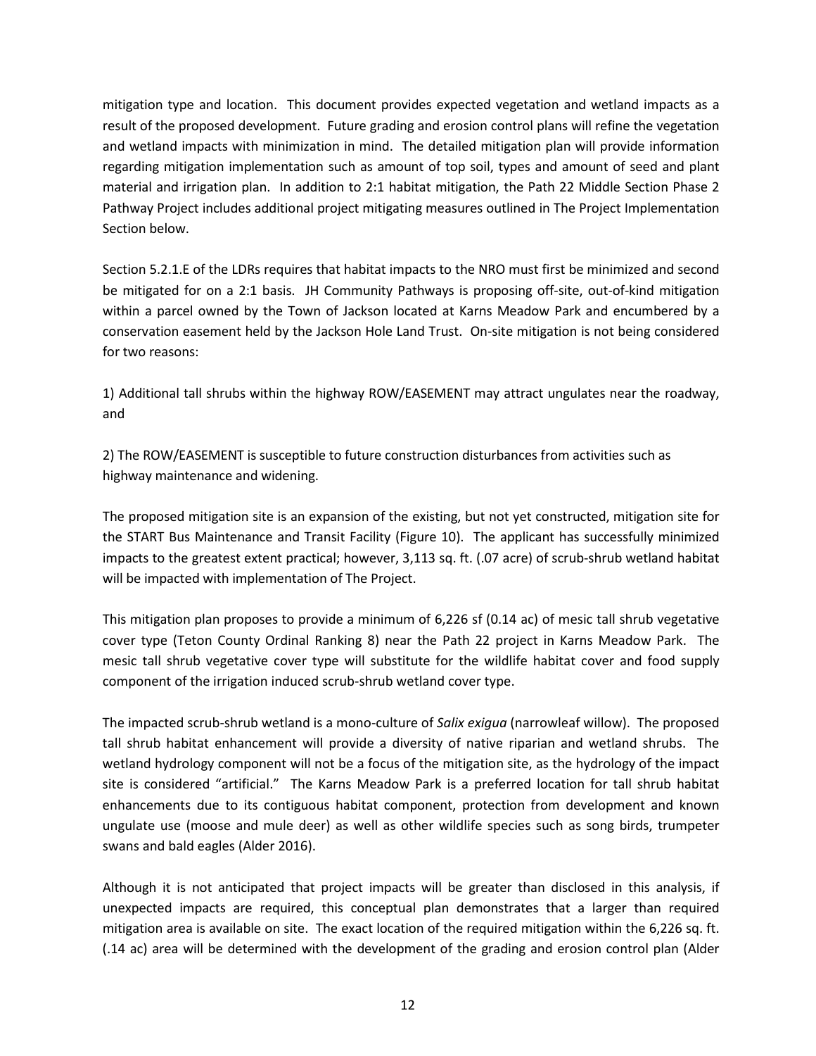mitigation type and location. This document provides expected vegetation and wetland impacts as a result of the proposed development. Future grading and erosion control plans will refine the vegetation and wetland impacts with minimization in mind. The detailed mitigation plan will provide information regarding mitigation implementation such as amount of top soil, types and amount of seed and plant material and irrigation plan. In addition to 2:1 habitat mitigation, the Path 22 Middle Section Phase 2 Pathway Project includes additional project mitigating measures outlined in The Project Implementation Section below.

Section 5.2.1.E of the LDRs requires that habitat impacts to the NRO must first be minimized and second be mitigated for on a 2:1 basis. JH Community Pathways is proposing off-site, out-of-kind mitigation within a parcel owned by the Town of Jackson located at Karns Meadow Park and encumbered by a conservation easement held by the Jackson Hole Land Trust. On-site mitigation is not being considered for two reasons:

1) Additional tall shrubs within the highway ROW/EASEMENT may attract ungulates near the roadway, and

2) The ROW/EASEMENT is susceptible to future construction disturbances from activities such as highway maintenance and widening.

The proposed mitigation site is an expansion of the existing, but not yet constructed, mitigation site for the START Bus Maintenance and Transit Facility (Figure 10). The applicant has successfully minimized impacts to the greatest extent practical; however, 3,113 sq. ft. (.07 acre) of scrub-shrub wetland habitat will be impacted with implementation of The Project.

This mitigation plan proposes to provide a minimum of 6,226 sf (0.14 ac) of mesic tall shrub vegetative cover type (Teton County Ordinal Ranking 8) near the Path 22 project in Karns Meadow Park. The mesic tall shrub vegetative cover type will substitute for the wildlife habitat cover and food supply component of the irrigation induced scrub-shrub wetland cover type.

The impacted scrub-shrub wetland is a mono-culture of *Salix exigua* (narrowleaf willow). The proposed tall shrub habitat enhancement will provide a diversity of native riparian and wetland shrubs. The wetland hydrology component will not be a focus of the mitigation site, as the hydrology of the impact site is considered "artificial." The Karns Meadow Park is a preferred location for tall shrub habitat enhancements due to its contiguous habitat component, protection from development and known ungulate use (moose and mule deer) as well as other wildlife species such as song birds, trumpeter swans and bald eagles (Alder 2016).

Although it is not anticipated that project impacts will be greater than disclosed in this analysis, if unexpected impacts are required, this conceptual plan demonstrates that a larger than required mitigation area is available on site. The exact location of the required mitigation within the 6,226 sq. ft. (.14 ac) area will be determined with the development of the grading and erosion control plan (Alder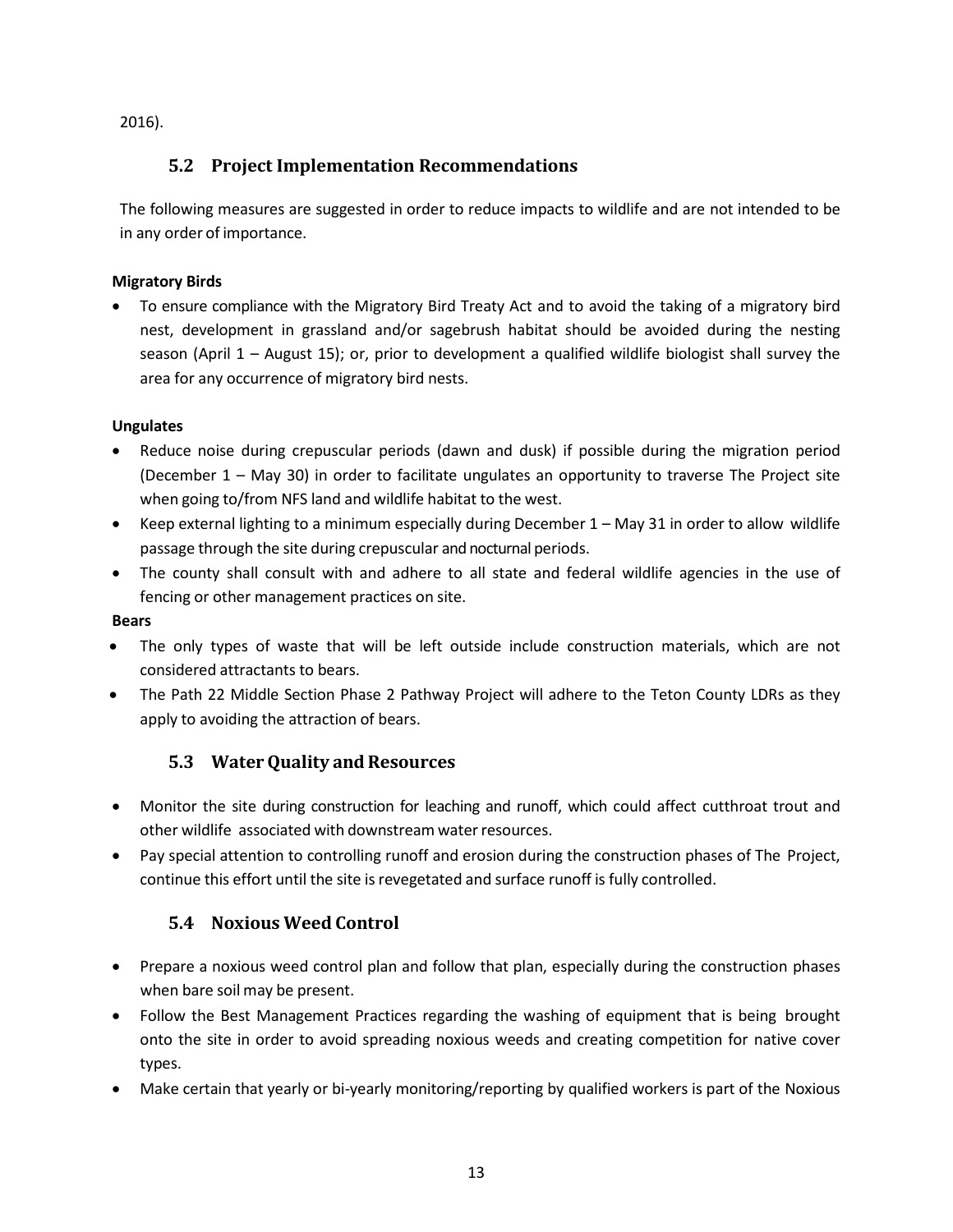2016).

## 5.2 Project Implementation Recommendations

The following measures are suggested in order to reduce impacts to wildlife and are not intended to be in any order of importance.

**Migratory Birds**

- To ensure compliance with the Migratory Bird Treaty Act and to avoid the taking of a migratory bird nest, development in grassland and/or sagebrush habitat should be avoided during the nesting season (April 1 – August 15); or, prior to development a qualified wildlife biologist shall survey the area for any occurrence of migratory bird nests.

**Ungulates**

- Reduce noise during crepuscular periods (dawn and dusk) if possible during the migration period (December 1 – May 30) in order to facilitate ungulates an opportunity to traverse The Project site when going to/from NFS land and wildlife habitat to the west.
- Keep external lighting to a minimum especially during December 1 – May 31 in order to allow wildlife passage through the site during crepuscular and nocturnal periods.
- The county shall consult with and adhere to all state and federal wildlife agencies in the use of fencing or other management practices on site.

**Bears**

- The only types of waste that will be left outside include construction materials, which are not considered attractants to bears.
- The Path 22 Middle Section Phase 2 Pathway Project will adhere to the Teton County LDRs as they apply to avoiding the attraction of bears.

## 5.3 Water Quality and Resources

- Monitor the site during construction for leaching and runoff, which could affect cutthroat trout and other wildlife associated with downstream water resources.
- Pay special attention to controlling runoff and erosion during the construction phases of The Project, continue this effort until the site is revegetated and surface runoff is fully controlled.

## 5.4 Noxious Weed Control

- Prepare a noxious weed control plan and follow that plan, especially during the construction phases when bare soil may be present.
- Follow the Best Management Practices regarding the washing of equipment that is being brought onto the site in order to avoid spreading noxious weeds and creating competition for native cover types.
- Make certain that yearly or bi-yearly monitoring/reporting by qualified workers is part of the Noxious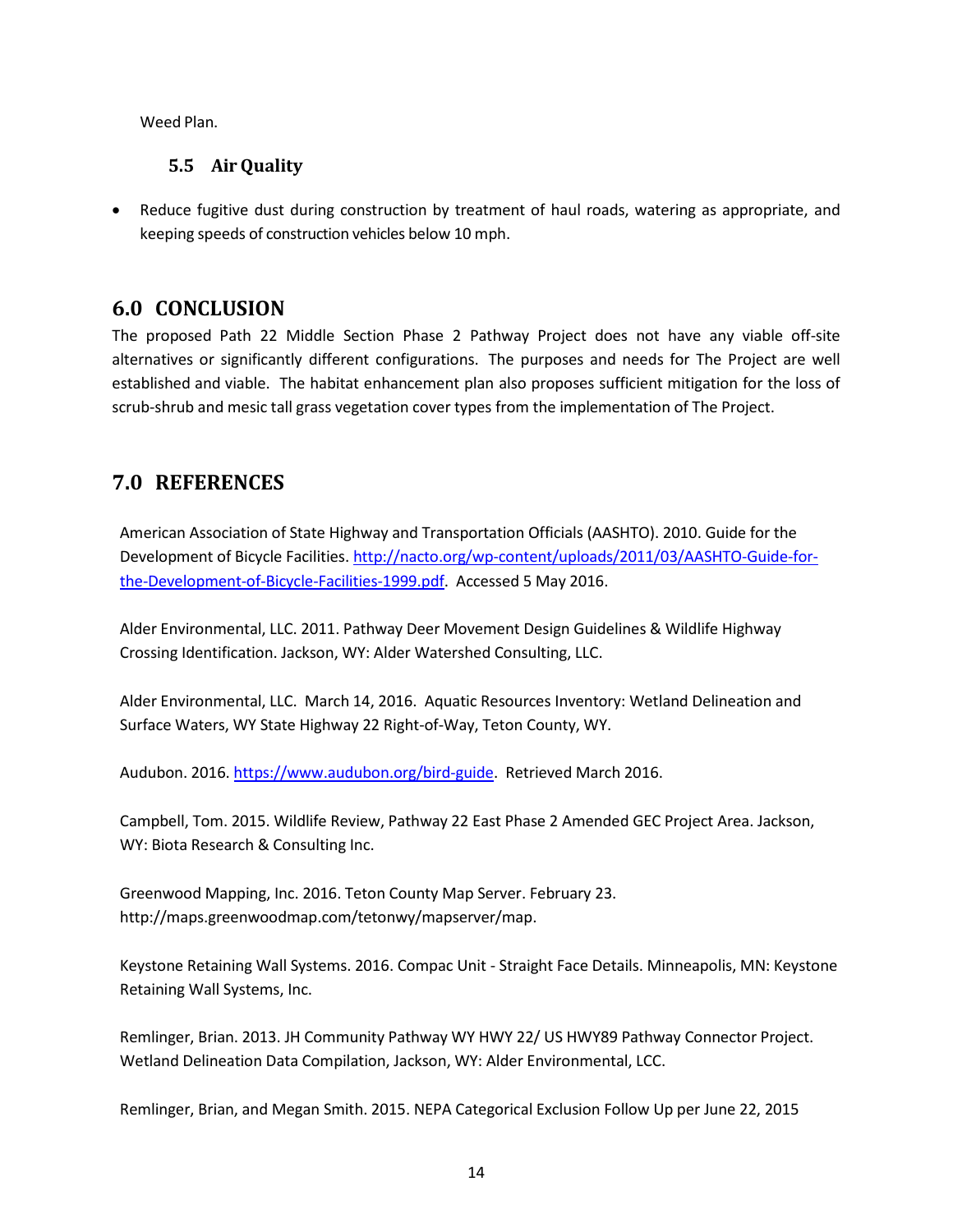Weed Plan.

### 5.5 Air Quality

- Reduce fugitive dust during construction by treatment of haul roads, watering as appropriate, and keeping speeds of construction vehicles below 10 mph.

## 6.0 CONCLUSION

The proposed Path 22 Middle Section Phase 2 Pathway Project does not have any viable off-site alternatives or significantly different configurations. The purposes and needs for The Project are well established and viable. The habitat enhancement plan also proposes sufficient mitigation for the loss of scrub-shrub and mesic tall grass vegetation cover types from the implementation of The Project.

## 7.0 REFERENCES

American Association of State Highway and Transportation Officials (AASHTO). 2010. Guide for the Development of Bicycle Facilities. [http://nacto.org/wp-content/uploads/2011/03/AASHTO-Guide-for-the-Development-of-Bicycle-Facilities-1999.pdf](http://nacto.org/wp-content/uploads/2011/03/AASHTO-Guide-for-the-Development-of-Bicycle-Facilities-1999.pdf). Accessed 5 May 2016.

Alder Environmental, LLC. 2011. Pathway Deer Movement Design Guidelines & Wildlife Highway Crossing Identification. Jackson, WY: Alder Watershed Consulting, LLC.

Alder Environmental, LLC. March 14, 2016. Aquatic Resources Inventory: Wetland Delineation and Surface Waters, WY State Highway 22 Right-of-Way, Teton County, WY.

Audubon. 2016. [https://www.audubon.org/bird-guide](https://www.audubon.org/bird-guide). Retrieved March 2016.

Campbell, Tom. 2015. Wildlife Review, Pathway 22 East Phase 2 Amended GEC Project Area. Jackson, WY: Biota Research & Consulting Inc.

Greenwood Mapping, Inc. 2016. Teton County Map Server. February 23. http://maps.greenwoodmap.com/tetonwy/mapserver/map.

Keystone Retaining Wall Systems. 2016. Compac Unit - Straight Face Details. Minneapolis, MN: Keystone Retaining Wall Systems, Inc.

Remlinger, Brian. 2013. JH Community Pathway WY HWY 22/ US HWY89 Pathway Connector Project. Wetland Delineation Data Compilation, Jackson, WY: Alder Environmental, LCC.

Remlinger, Brian, and Megan Smith. 2015. NEPA Categorical Exclusion Follow Up per June 22, 2015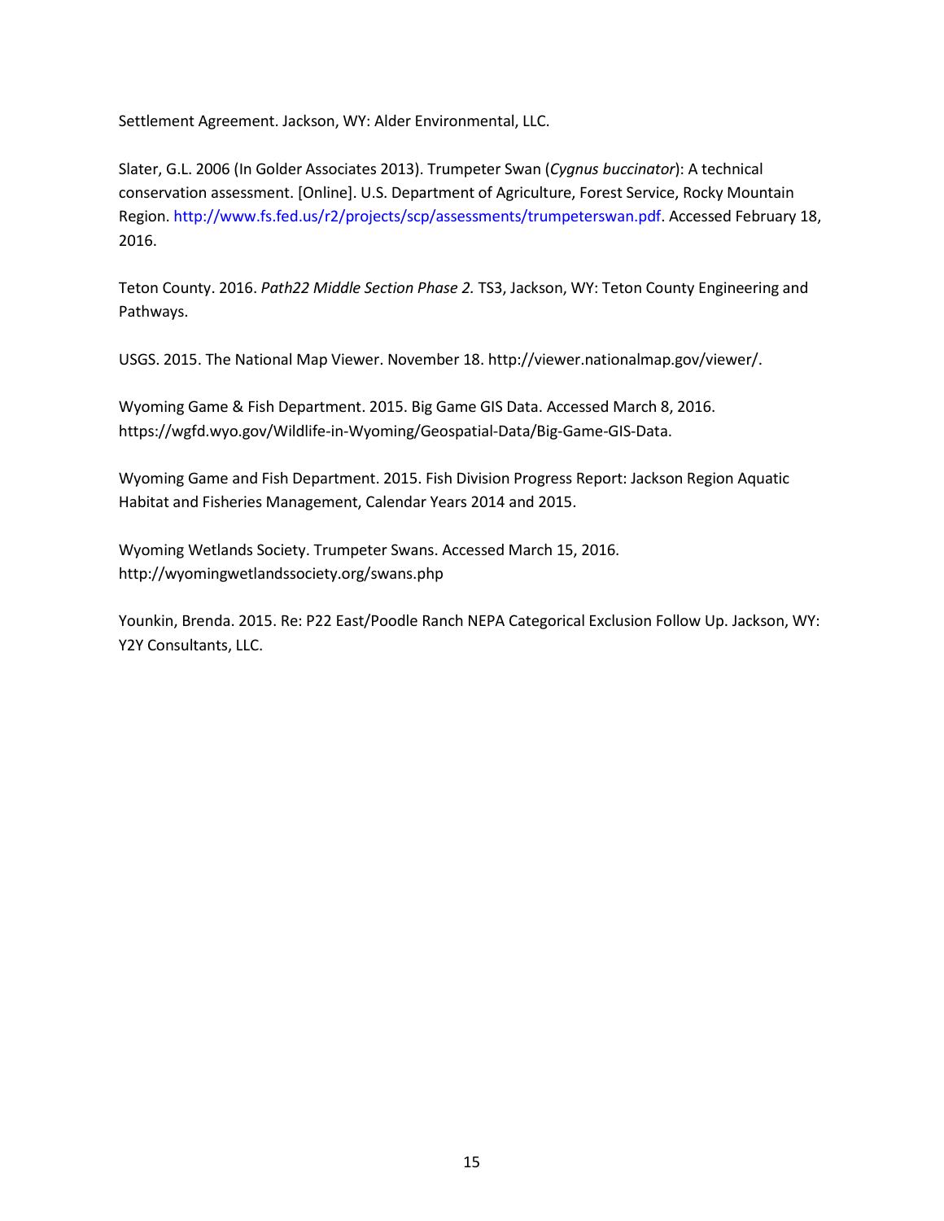Settlement Agreement. Jackson, WY: Alder Environmental, LLC.

Slater, G.L. 2006 (In Golder Associates 2013). Trumpeter Swan (*Cygnus buccinator*): A technical conservation assessment. [Online]. U.S. Department of Agriculture, Forest Service, Rocky Mountain Region. http://www.fs.fed.us/r2/projects/scp/assessments/trumpeterswan.pdf. Accessed February 18, 2016.

Teton County. 2016. *Path22 Middle Section Phase 2.* TS3, Jackson, WY: Teton County Engineering and Pathways.

USGS. 2015. The National Map Viewer. November 18. http://viewer.nationalmap.gov/viewer/.

Wyoming Game & Fish Department. 2015. Big Game GIS Data. Accessed March 8, 2016. https://wgfd.wyo.gov/Wildlife-in-Wyoming/Geospatial-Data/Big-Game-GIS-Data.

Wyoming Game and Fish Department. 2015. Fish Division Progress Report: Jackson Region Aquatic Habitat and Fisheries Management, Calendar Years 2014 and 2015.

Wyoming Wetlands Society. Trumpeter Swans. Accessed March 15, 2016. http://wyomingwetlandssociety.org/swans.php

Younkin, Brenda. 2015. Re: P22 East/Poodle Ranch NEPA Categorical Exclusion Follow Up. Jackson, WY: Y2Y Consultants, LLC.